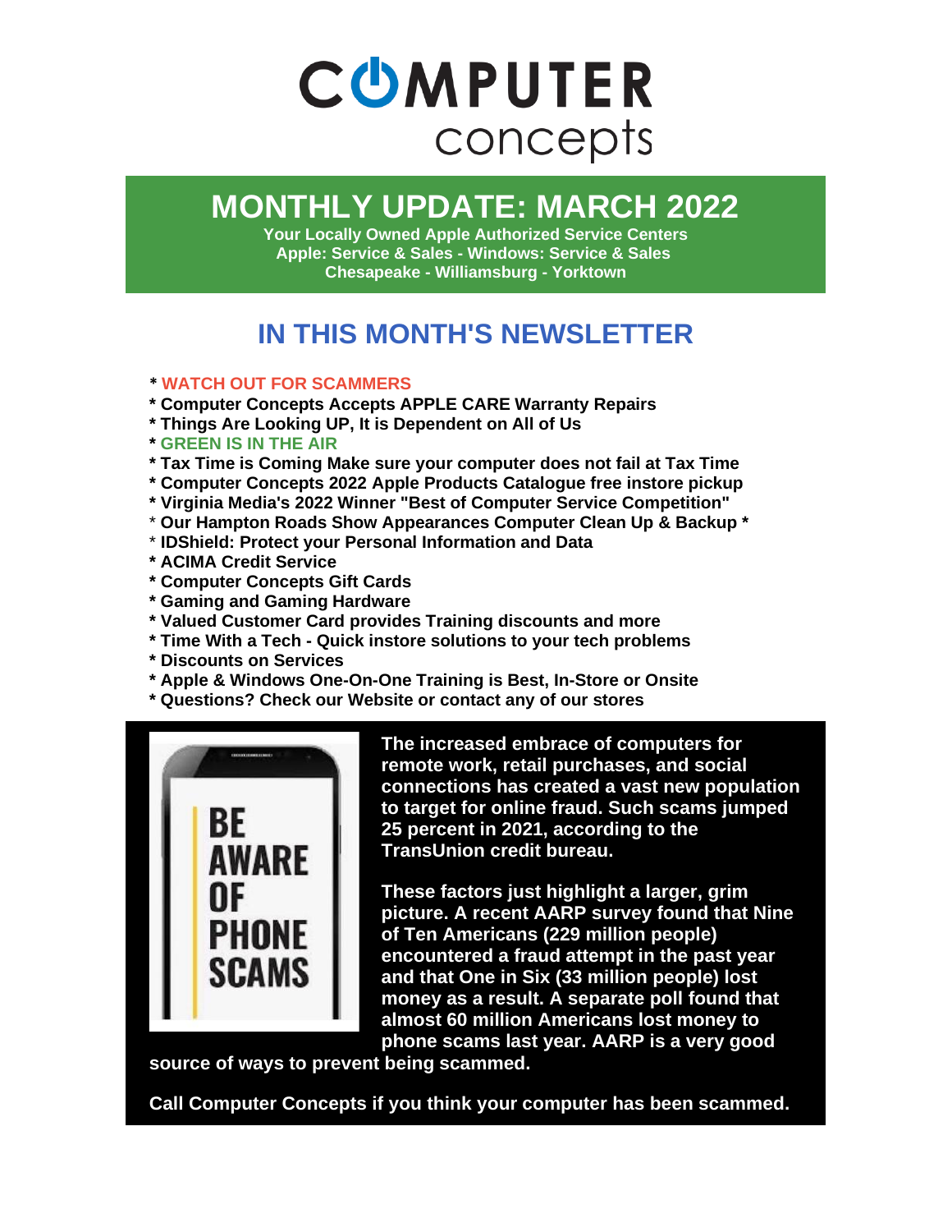# COMPUTER concepts

## MONTHLY UPDATE: MARCH 2022

**Your Locally Owned Apple Authorized Service Centers**
**Apple: Service & Sales - Windows: Service & Sales**
**Chesapeake - Williamsburg - Yorktown**

## IN THIS MONTH'S NEWSLETTER

**\* WATCH OUT FOR SCAMMERS**
**\* Computer Concepts Accepts APPLE CARE Warranty Repairs**
**\* Things Are Looking UP, It is Dependent on All of Us**
**\* GREEN IS IN THE AIR**
**\* Tax Time is Coming Make sure your computer does not fail at Tax Time**
**\* Computer Concepts 2022 Apple Products Catalogue free instore pickup**
**\* Virginia Media's 2022 Winner "Best of Computer Service Competition"**
**\* Our Hampton Roads Show Appearances Computer Clean Up & Backup \***
**\* IDShield: Protect your Personal Information and Data**
**\* ACIMA Credit Service**
**\* Computer Concepts Gift Cards**
**\* Gaming and Gaming Hardware**
**\* Valued Customer Card provides Training discounts and more**
**\* Time With a Tech - Quick instore solutions to your tech problems**
**\* Discounts on Services**
**\* Apple & Windows One-On-One Training is Best, In-Store or Onsite**
**\* Questions? Check our Website or contact any of our stores**

BE AWARE OF PHONE SCAMS

**The increased embrace of computers for remote work, retail purchases, and social connections has created a vast new population to target for online fraud. Such scams jumped 25 percent in 2021, according to the TransUnion credit bureau.**

**These factors just highlight a larger, grim picture. A recent AARP survey found that Nine of Ten Americans (229 million people) encountered a fraud attempt in the past year and that One in Six (33 million people) lost money as a result. A separate poll found that almost 60 million Americans lost money to phone scams last year. AARP is a very good source of ways to prevent being scammed.**

**Call Computer Concepts if you think your computer has been scammed.**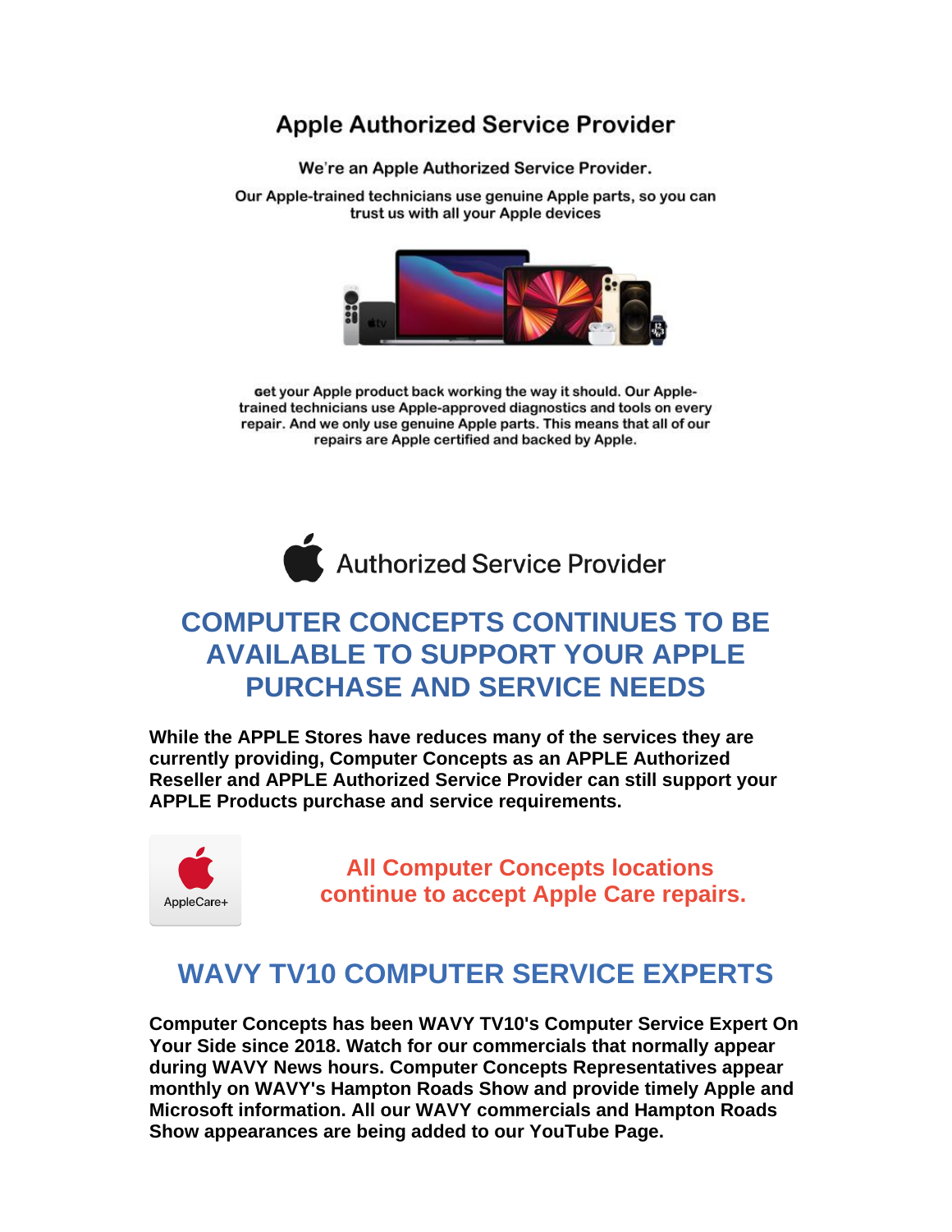## Apple Authorized Service Provider

We're an Apple Authorized Service Provider.

Our Apple-trained technicians use genuine Apple parts, so you can trust us with all your Apple devices

Get your Apple product back working the way it should. Our Apple-trained technicians use Apple-approved diagnostics and tools on every repair. And we only use genuine Apple parts. This means that all of our repairs are Apple certified and backed by Apple.

Authorized Service Provider

## COMPUTER CONCEPTS CONTINUES TO BE AVAILABLE TO SUPPORT YOUR APPLE PURCHASE AND SERVICE NEEDS

**While the APPLE Stores have reduces many of the services they are currently providing, Computer Concepts as an APPLE Authorized Reseller and APPLE Authorized Service Provider can still support your APPLE Products purchase and service requirements.**

AppleCare+

**All Computer Concepts locations continue to accept Apple Care repairs.**

## WAVY TV10 COMPUTER SERVICE EXPERTS

**Computer Concepts has been WAVY TV10's Computer Service Expert On Your Side since 2018. Watch for our commercials that normally appear during WAVY News hours. Computer Concepts Representatives appear monthly on WAVY's Hampton Roads Show and provide timely Apple and Microsoft information. All our WAVY commercials and Hampton Roads Show appearances are being added to our YouTube Page.**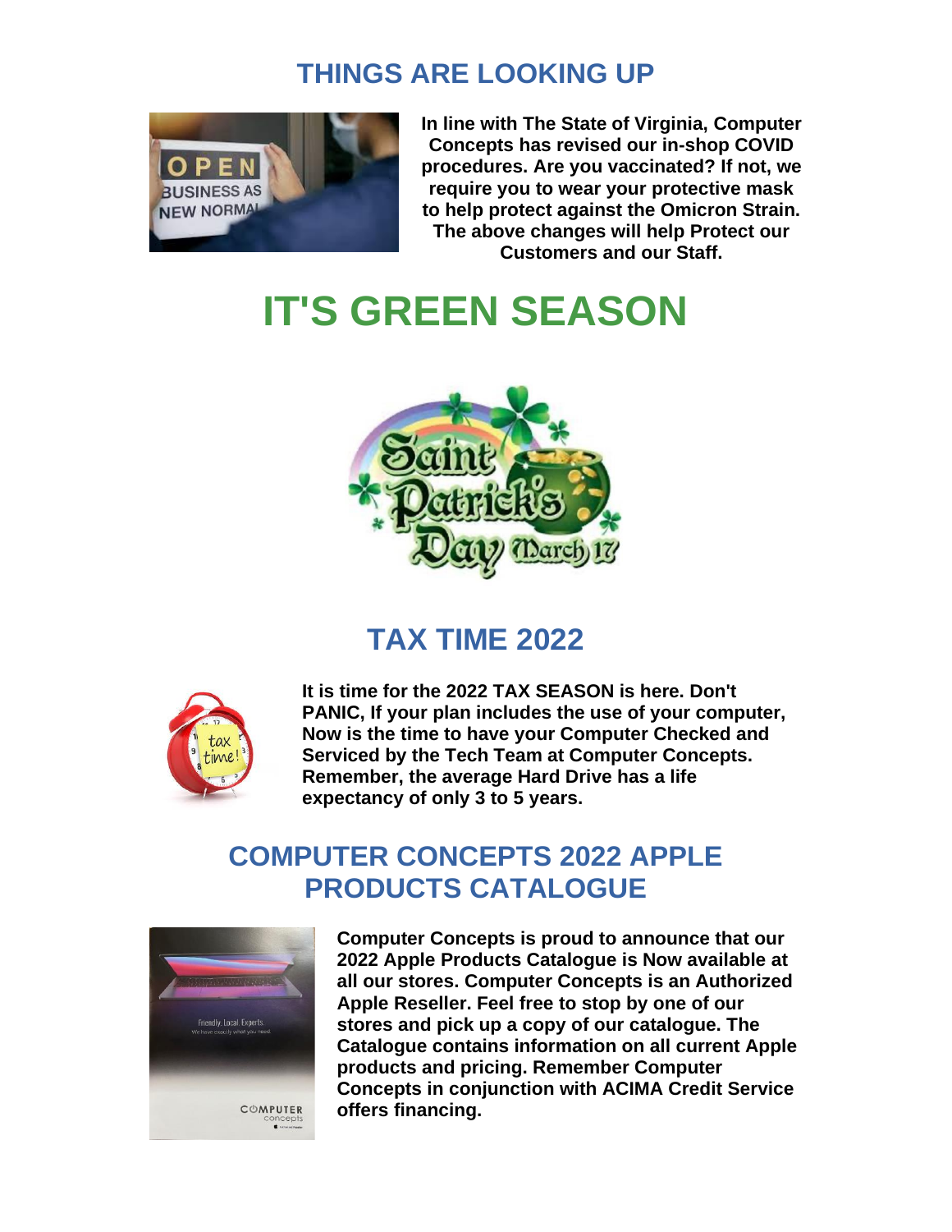## THINGS ARE LOOKING UP

**In line with The State of Virginia, Computer Concepts has revised our in-shop COVID procedures. Are you vaccinated? If not, we require you to wear your protective mask to help protect against the Omicron Strain. The above changes will help Protect our Customers and our Staff.**

# IT'S GREEN SEASON

## TAX TIME 2022

**It is time for the 2022 TAX SEASON is here. Don't PANIC, If your plan includes the use of your computer, Now is the time to have your Computer Checked and Serviced by the Tech Team at Computer Concepts. Remember, the average Hard Drive has a life expectancy of only 3 to 5 years.**

## COMPUTER CONCEPTS 2022 APPLE PRODUCTS CATALOGUE

**Computer Concepts is proud to announce that our 2022 Apple Products Catalogue is Now available at all our stores. Computer Concepts is an Authorized Apple Reseller. Feel free to stop by one of our stores and pick up a copy of our catalogue. The Catalogue contains information on all current Apple products and pricing. Remember Computer Concepts in conjunction with ACIMA Credit Service offers financing.**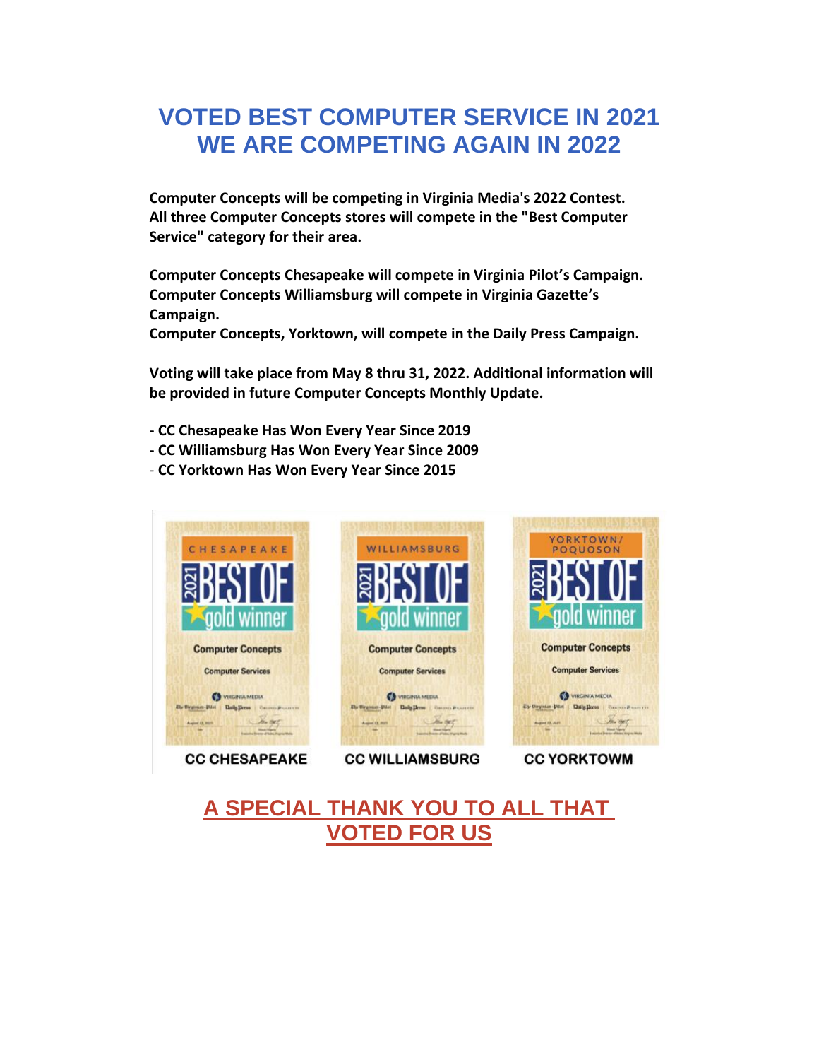# VOTED BEST COMPUTER SERVICE IN 2021
# WE ARE COMPETING AGAIN IN 2022

**Computer Concepts will be competing in Virginia Media's 2022 Contest. All three Computer Concepts stores will compete in the "Best Computer Service" category for their area.**

**Computer Concepts Chesapeake will compete in Virginia Pilot's Campaign.**
**Computer Concepts Williamsburg will compete in Virginia Gazette's Campaign.**
**Computer Concepts, Yorktown, will compete in the Daily Press Campaign.**

**Voting will take place from May 8 thru 31, 2022. Additional information will be provided in future Computer Concepts Monthly Update.**

- **CC Chesapeake Has Won Every Year Since 2019**
- **CC Williamsburg Has Won Every Year Since 2009**
- **CC Yorktown Has Won Every Year Since 2015**

CHESAPEAKE 2021 BEST OF gold winner Computer Concepts Computer Services

WILLIAMSBURG 2021 BEST OF gold winner Computer Concepts Computer Services

YORKTOWN/POQUOSON 2021 BEST OF gold winner Computer Concepts Computer Services

**CC CHESAPEAKE** **CC WILLIAMSBURG** **CC YORKTOWM**

## A SPECIAL THANK YOU TO ALL THAT VOTED FOR US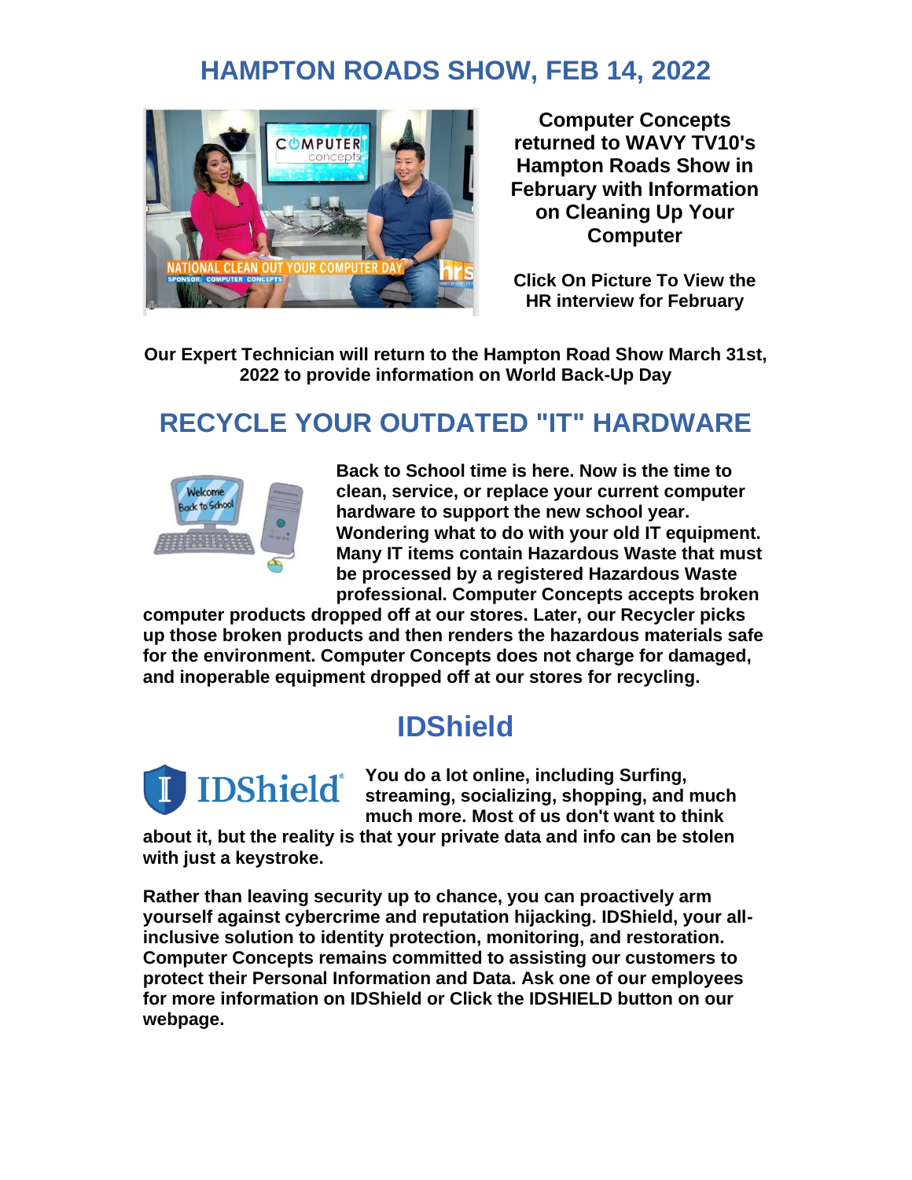## HAMPTON ROADS SHOW, FEB 14, 2022

**Computer Concepts returned to WAVY TV10's Hampton Roads Show in February with Information on Cleaning Up Your Computer**

**Click On Picture To View the HR interview for February**

**Our Expert Technician will return to the Hampton Road Show March 31st, 2022 to provide information on World Back-Up Day**

## RECYCLE YOUR OUTDATED "IT" HARDWARE

**Back to School time is here. Now is the time to clean, service, or replace your current computer hardware to support the new school year. Wondering what to do with your old IT equipment. Many IT items contain Hazardous Waste that must be processed by a registered Hazardous Waste professional. Computer Concepts accepts broken computer products dropped off at our stores. Later, our Recycler picks up those broken products and then renders the hazardous materials safe for the environment. Computer Concepts does not charge for damaged, and inoperable equipment dropped off at our stores for recycling.**

## IDShield

**You do a lot online, including Surfing, streaming, socializing, shopping, and much much more. Most of us don't want to think about it, but the reality is that your private data and info can be stolen with just a keystroke.**

**Rather than leaving security up to chance, you can proactively arm yourself against cybercrime and reputation hijacking. IDShield, your all-inclusive solution to identity protection, monitoring, and restoration. Computer Concepts remains committed to assisting our customers to protect their Personal Information and Data. Ask one of our employees for more information on IDShield or Click the IDSHIELD button on our webpage.**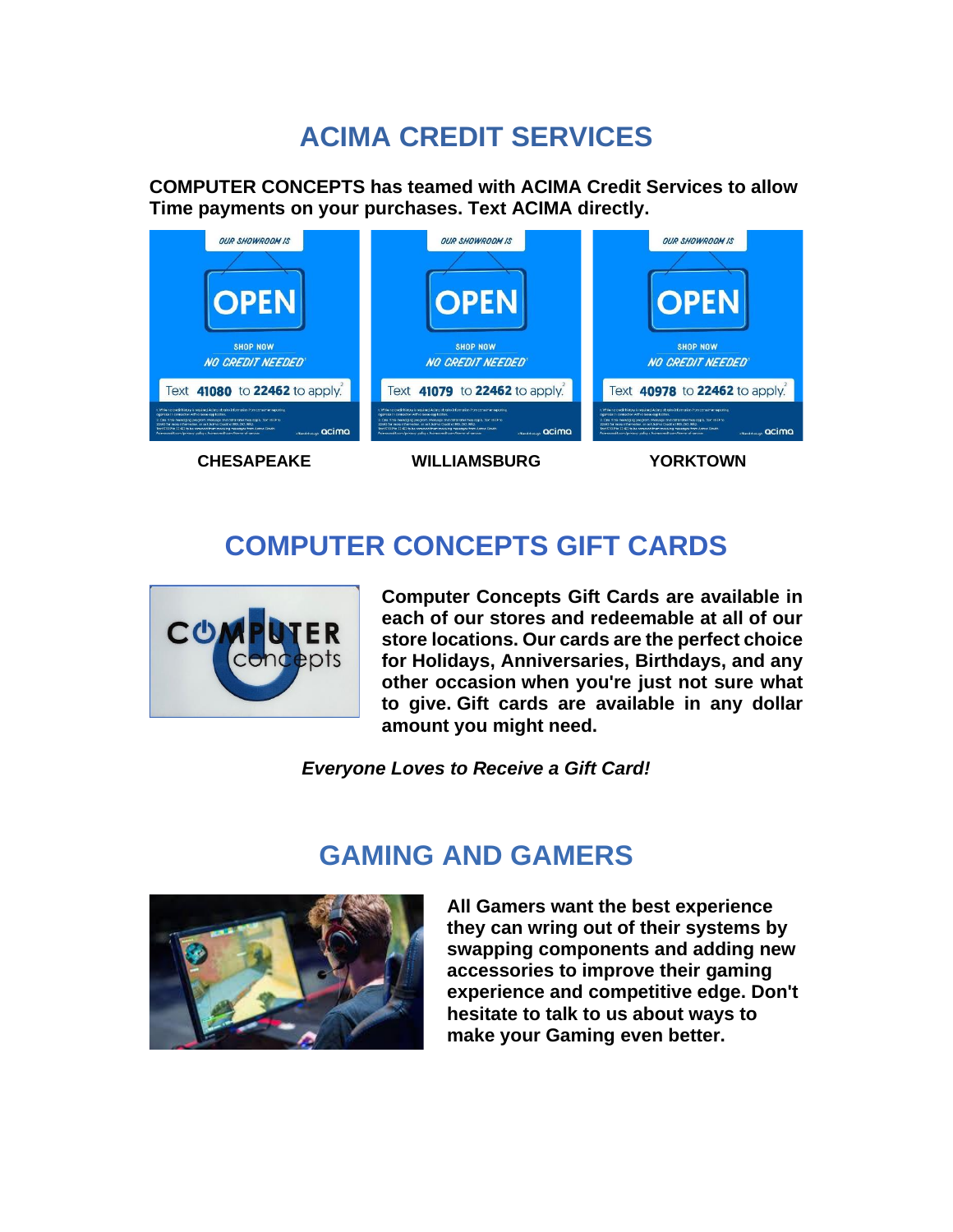# ACIMA CREDIT SERVICES

**COMPUTER CONCEPTS has teamed with ACIMA Credit Services to allow Time payments on your purchases. Text ACIMA directly.**

Text 41080 to 22462 to apply.

**CHESAPEAKE**

Text 41079 to 22462 to apply.

**WILLIAMSBURG**

Text 40978 to 22462 to apply.

**YORKTOWN**

# COMPUTER CONCEPTS GIFT CARDS

**Computer Concepts Gift Cards are available in each of our stores and redeemable at all of our store locations. Our cards are the perfect choice for Holidays, Anniversaries, Birthdays, and any other occasion when you're just not sure what to give. Gift cards are available in any dollar amount you might need.**

***Everyone Loves to Receive a Gift Card!***

# GAMING AND GAMERS

**All Gamers want the best experience they can wring out of their systems by swapping components and adding new accessories to improve their gaming experience and competitive edge. Don't hesitate to talk to us about ways to make your Gaming even better.**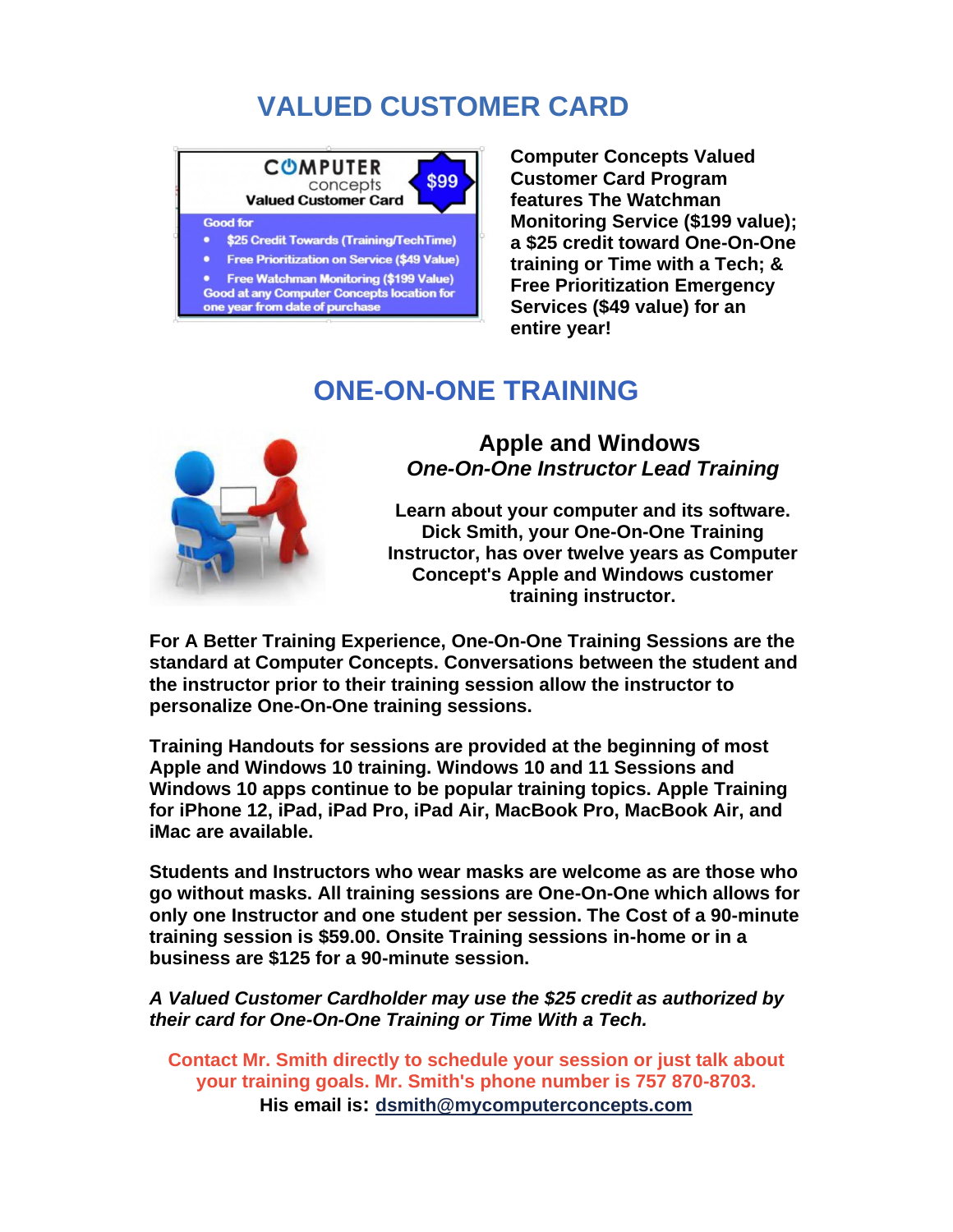# VALUED CUSTOMER CARD

COMPUTER concepts
Valued Customer Card
$99

Good for
- $25 Credit Towards (Training/TechTime)
- Free Prioritization on Service ($49 Value)
- Free Watchman Monitoring ($199 Value)

Good at any Computer Concepts location for one year from date of purchase

**Computer Concepts Valued Customer Card Program features The Watchman Monitoring Service ($199 value); a $25 credit toward One-On-One training or Time with a Tech; & Free Prioritization Emergency Services ($49 value) for an entire year!**

# ONE-ON-ONE TRAINING

## Apple and Windows

***One-On-One Instructor Lead Training***

**Learn about your computer and its software. Dick Smith, your One-On-One Training Instructor, has over twelve years as Computer Concept's Apple and Windows customer training instructor.**

**For A Better Training Experience, One-On-One Training Sessions are the standard at Computer Concepts. Conversations between the student and the instructor prior to their training session allow the instructor to personalize One-On-One training sessions.**

**Training Handouts for sessions are provided at the beginning of most Apple and Windows 10 training. Windows 10 and 11 Sessions and Windows 10 apps continue to be popular training topics. Apple Training for iPhone 12, iPad, iPad Pro, iPad Air, MacBook Pro, MacBook Air, and iMac are available.**

**Students and Instructors who wear masks are welcome as are those who go without masks. All training sessions are One-On-One which allows for only one Instructor and one student per session. The Cost of a 90-minute training session is $59.00. Onsite Training sessions in-home or in a business are $125 for a 90-minute session.**

***A Valued Customer Cardholder may use the $25 credit as authorized by their card for One-On-One Training or Time With a Tech.***

**Contact Mr. Smith directly to schedule your session or just talk about your training goals. Mr. Smith's phone number is 757 870-8703.**

**His email is: dsmith@mycomputerconcepts.com**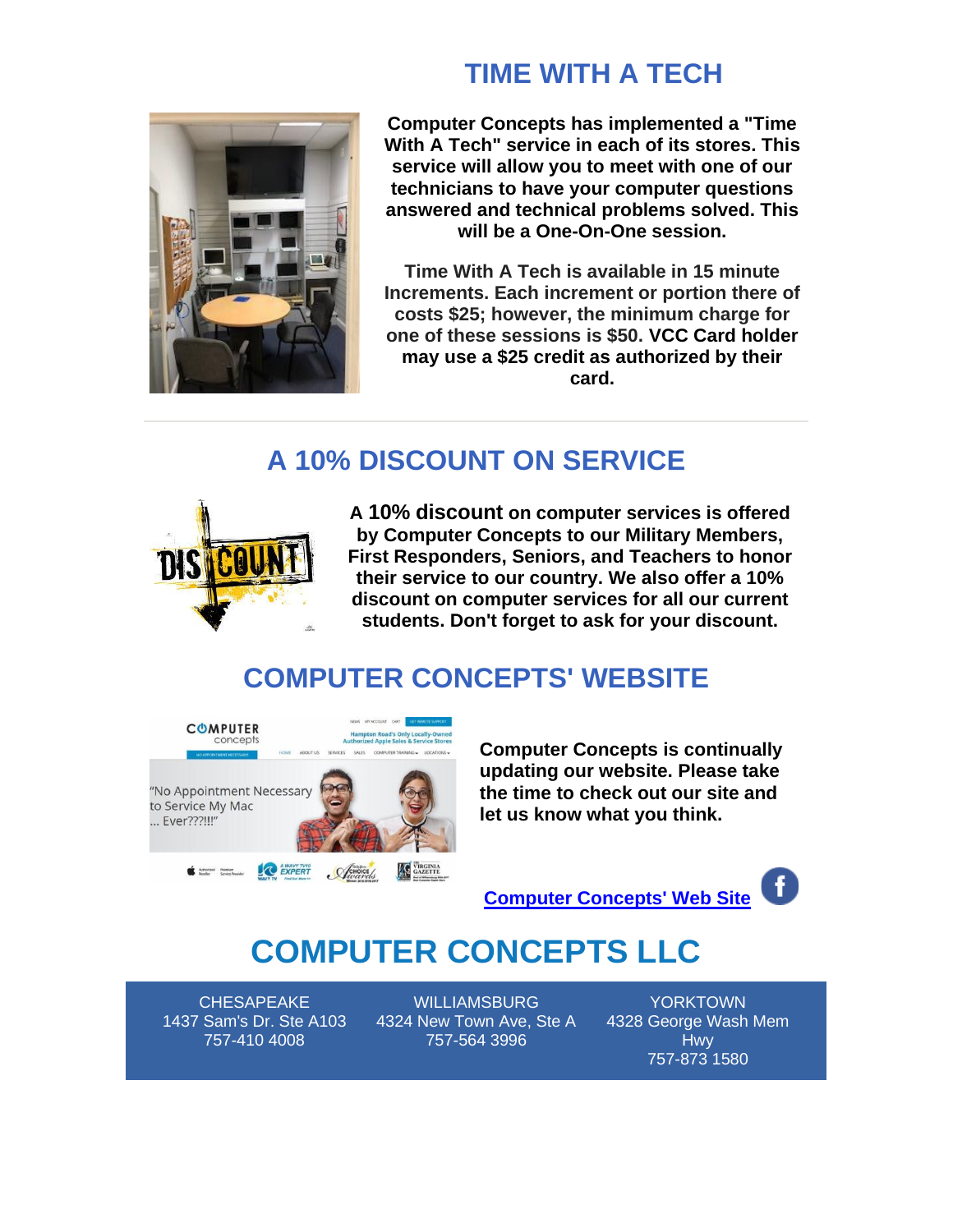# TIME WITH A TECH

**Computer Concepts has implemented a "Time With A Tech" service in each of its stores. This service will allow you to meet with one of our technicians to have your computer questions answered and technical problems solved. This will be a One-On-One session.**

**Time With A Tech is available in 15 minute Increments. Each increment or portion there of costs $25; however, the minimum charge for one of these sessions is $50. VCC Card holder may use a $25 credit as authorized by their card.**

---

# A 10% DISCOUNT ON SERVICE

**A 10% discount on computer services is offered by Computer Concepts to our Military Members, First Responders, Seniors, and Teachers to honor their service to our country. We also offer a 10% discount on computer services for all our current students. Don't forget to ask for your discount.**

# COMPUTER CONCEPTS' WEBSITE

**Computer Concepts is continually updating our website. Please take the time to check out our site and let us know what you think.**

**Computer Concepts' Web Site**

# COMPUTER CONCEPTS LLC

| CHESAPEAKE | WILLIAMSBURG | YORKTOWN |
|---|---|---|
| 1437 Sam's Dr. Ste A103 | 4324 New Town Ave, Ste A | 4328 George Wash Mem Hwy |
| 757-410 4008 | 757-564 3996 | 757-873 1580 |